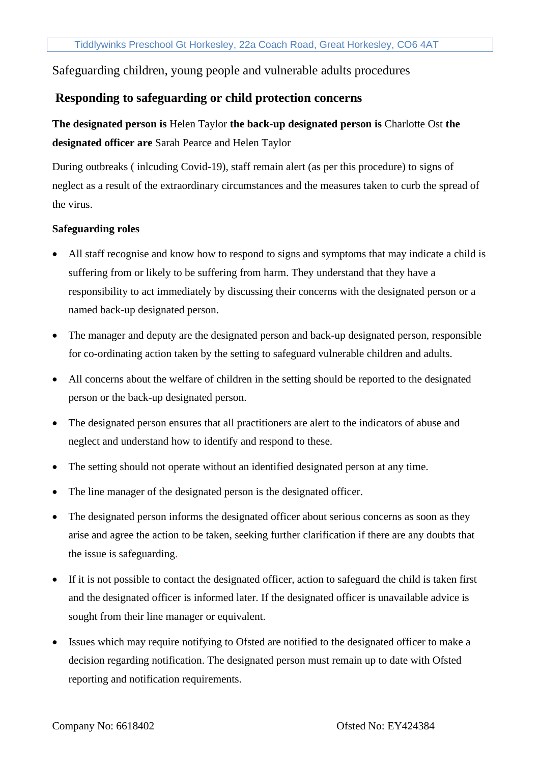Safeguarding children, young people and vulnerable adults procedures

## Responding to safeguarding or child protection concerns

**The designated person is** Helen Taylor **the back-up designated person is** Charlotte Ost **the designated officer are** Sarah Pearce and Helen Taylor

During outbreaks ( inlcuding Covid-19), staff remain alert (as per this procedure) to signs of neglect as a result of the extraordinary circumstances and the measures taken to curb the spread of the virus.

**Safeguarding roles**

- All staff recognise and know how to respond to signs and symptoms that may indicate a child is suffering from or likely to be suffering from harm. They understand that they have a responsibility to act immediately by discussing their concerns with the designated person or a named back-up designated person.
- The manager and deputy are the designated person and back-up designated person, responsible for co-ordinating action taken by the setting to safeguard vulnerable children and adults.
- All concerns about the welfare of children in the setting should be reported to the designated person or the back-up designated person.
- The designated person ensures that all practitioners are alert to the indicators of abuse and neglect and understand how to identify and respond to these.
- The setting should not operate without an identified designated person at any time.
- The line manager of the designated person is the designated officer.
- The designated person informs the designated officer about serious concerns as soon as they arise and agree the action to be taken, seeking further clarification if there are any doubts that the issue is safeguarding.
- If it is not possible to contact the designated officer, action to safeguard the child is taken first and the designated officer is informed later. If the designated officer is unavailable advice is sought from their line manager or equivalent.
- Issues which may require notifying to Ofsted are notified to the designated officer to make a decision regarding notification. The designated person must remain up to date with Ofsted reporting and notification requirements.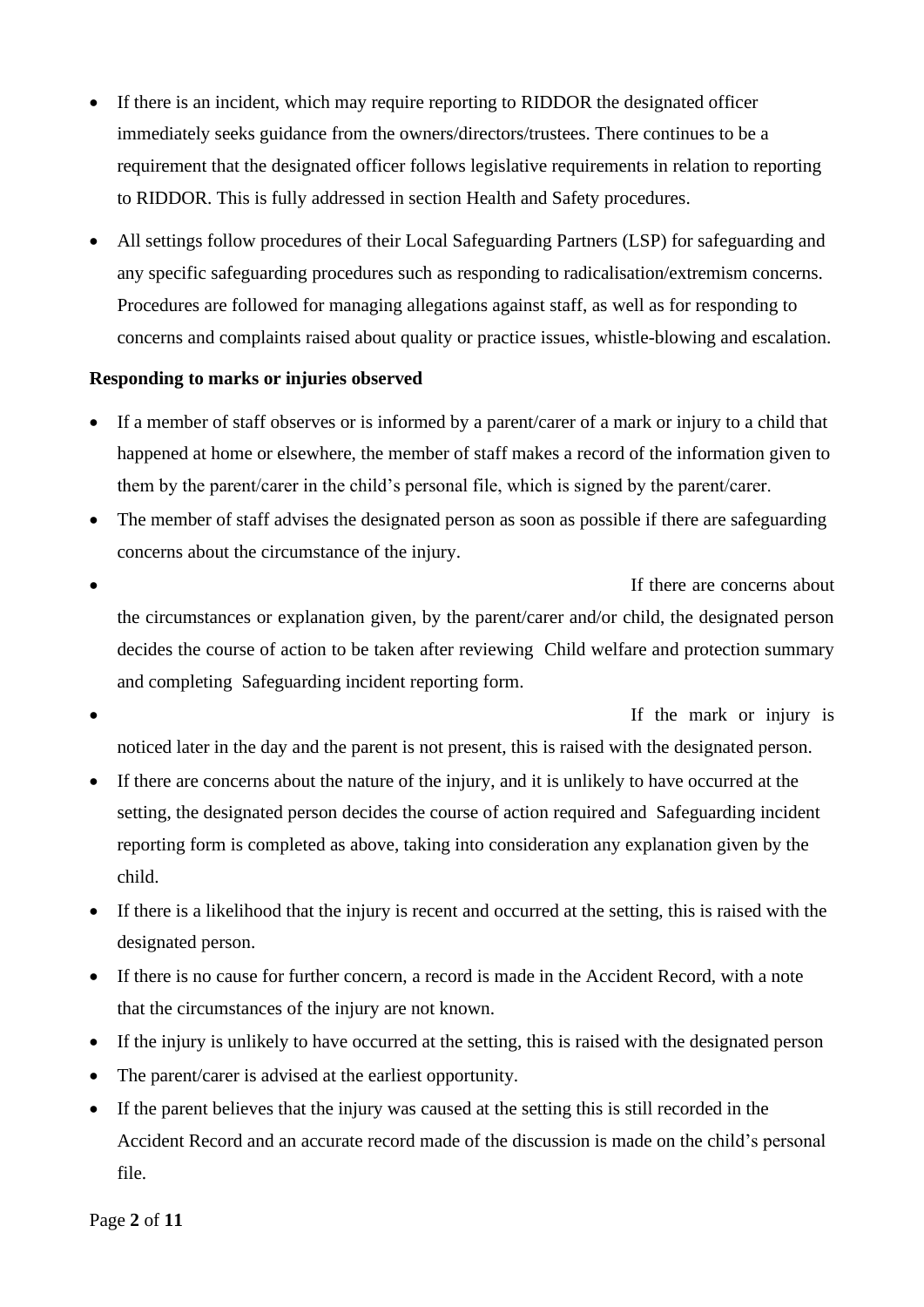- If there is an incident, which may require reporting to RIDDOR the designated officer immediately seeks guidance from the owners/directors/trustees. There continues to be a requirement that the designated officer follows legislative requirements in relation to reporting to RIDDOR. This is fully addressed in section Health and Safety procedures.
- All settings follow procedures of their Local Safeguarding Partners (LSP) for safeguarding and any specific safeguarding procedures such as responding to radicalisation/extremism concerns. Procedures are followed for managing allegations against staff, as well as for responding to concerns and complaints raised about quality or practice issues, whistle-blowing and escalation.

**Responding to marks or injuries observed**

- If a member of staff observes or is informed by a parent/carer of a mark or injury to a child that happened at home or elsewhere, the member of staff makes a record of the information given to them by the parent/carer in the child's personal file, which is signed by the parent/carer.
- The member of staff advises the designated person as soon as possible if there are safeguarding concerns about the circumstance of the injury.
- If there are concerns about the circumstances or explanation given, by the parent/carer and/or child, the designated person decides the course of action to be taken after reviewing Child welfare and protection summary and completing Safeguarding incident reporting form.
- If the mark or injury is noticed later in the day and the parent is not present, this is raised with the designated person.
- If there are concerns about the nature of the injury, and it is unlikely to have occurred at the setting, the designated person decides the course of action required and Safeguarding incident reporting form is completed as above, taking into consideration any explanation given by the child.
- If there is a likelihood that the injury is recent and occurred at the setting, this is raised with the designated person.
- If there is no cause for further concern, a record is made in the Accident Record, with a note that the circumstances of the injury are not known.
- If the injury is unlikely to have occurred at the setting, this is raised with the designated person
- The parent/carer is advised at the earliest opportunity.
- If the parent believes that the injury was caused at the setting this is still recorded in the Accident Record and an accurate record made of the discussion is made on the child's personal file.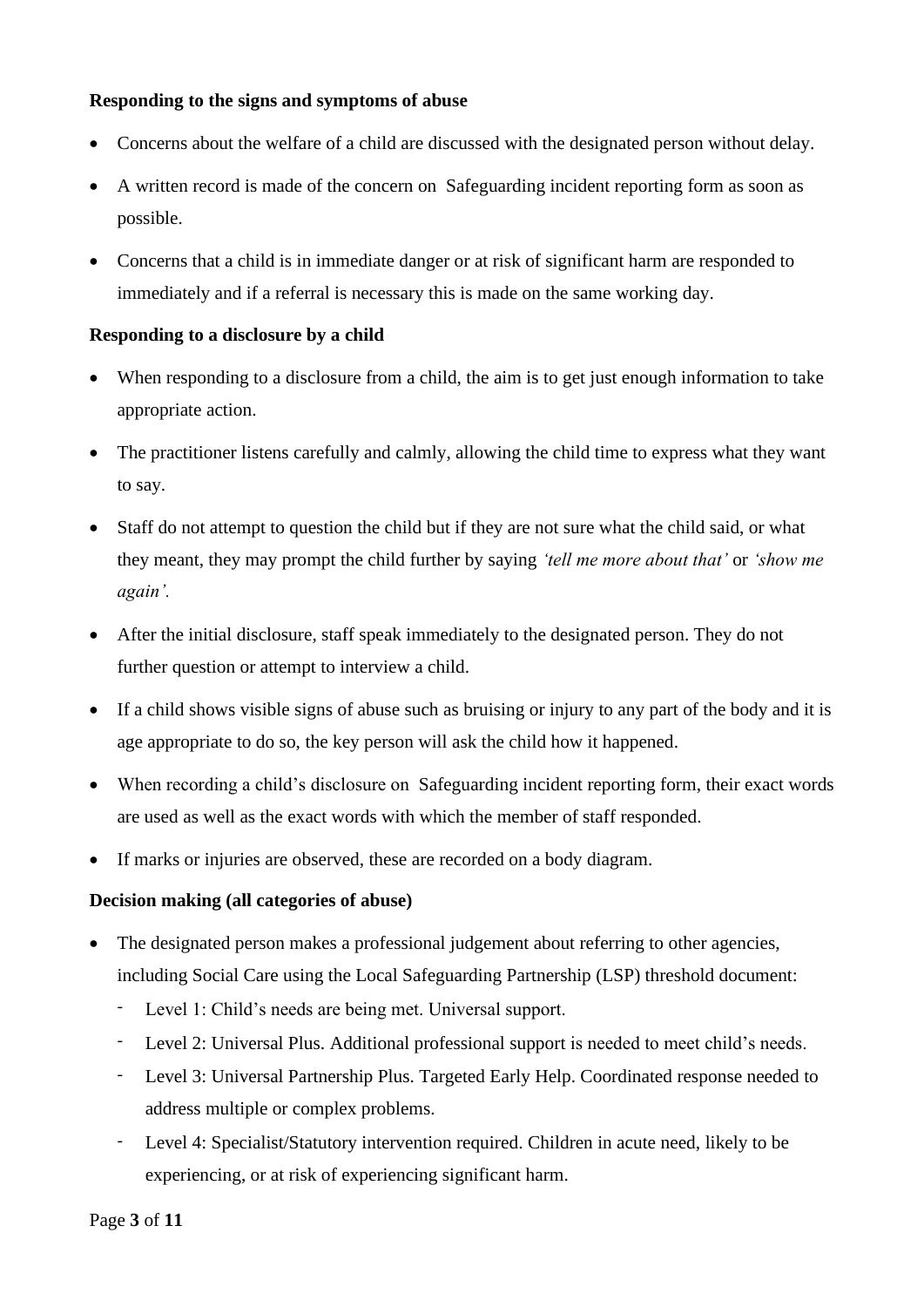**Responding to the signs and symptoms of abuse**

- Concerns about the welfare of a child are discussed with the designated person without delay.
- A written record is made of the concern on Safeguarding incident reporting form as soon as possible.
- Concerns that a child is in immediate danger or at risk of significant harm are responded to immediately and if a referral is necessary this is made on the same working day.

**Responding to a disclosure by a child**

- When responding to a disclosure from a child, the aim is to get just enough information to take appropriate action.
- The practitioner listens carefully and calmly, allowing the child time to express what they want to say.
- Staff do not attempt to question the child but if they are not sure what the child said, or what they meant, they may prompt the child further by saying *'tell me more about that'* or *'show me again'.*
- After the initial disclosure, staff speak immediately to the designated person. They do not further question or attempt to interview a child.
- If a child shows visible signs of abuse such as bruising or injury to any part of the body and it is age appropriate to do so, the key person will ask the child how it happened.
- When recording a child's disclosure on Safeguarding incident reporting form, their exact words are used as well as the exact words with which the member of staff responded.
- If marks or injuries are observed, these are recorded on a body diagram.

**Decision making (all categories of abuse)**

- The designated person makes a professional judgement about referring to other agencies, including Social Care using the Local Safeguarding Partnership (LSP) threshold document:
  - Level 1: Child's needs are being met. Universal support.
  - Level 2: Universal Plus. Additional professional support is needed to meet child's needs.
  - Level 3: Universal Partnership Plus. Targeted Early Help. Coordinated response needed to address multiple or complex problems.
  - Level 4: Specialist/Statutory intervention required. Children in acute need, likely to be experiencing, or at risk of experiencing significant harm.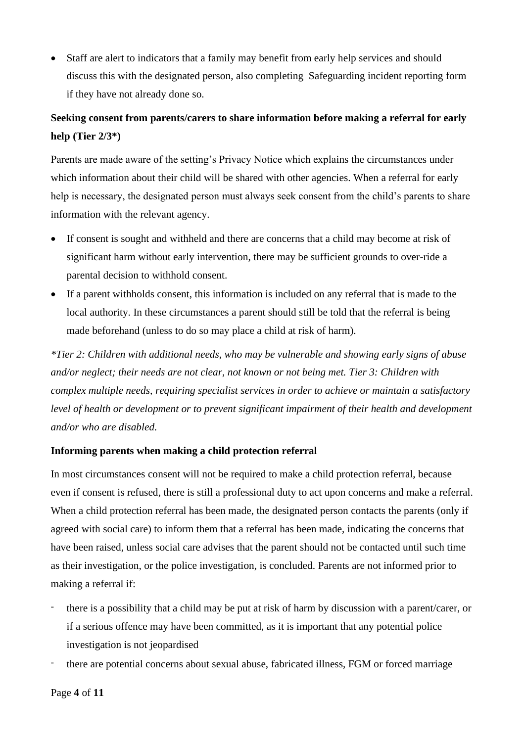- Staff are alert to indicators that a family may benefit from early help services and should discuss this with the designated person, also completing Safeguarding incident reporting form if they have not already done so.

**Seeking consent from parents/carers to share information before making a referral for early help (Tier 2/3*)**

Parents are made aware of the setting's Privacy Notice which explains the circumstances under which information about their child will be shared with other agencies. When a referral for early help is necessary, the designated person must always seek consent from the child's parents to share information with the relevant agency.

- If consent is sought and withheld and there are concerns that a child may become at risk of significant harm without early intervention, there may be sufficient grounds to over-ride a parental decision to withhold consent.
- If a parent withholds consent, this information is included on any referral that is made to the local authority. In these circumstances a parent should still be told that the referral is being made beforehand (unless to do so may place a child at risk of harm).

*\*Tier 2: Children with additional needs, who may be vulnerable and showing early signs of abuse and/or neglect; their needs are not clear, not known or not being met. Tier 3: Children with complex multiple needs, requiring specialist services in order to achieve or maintain a satisfactory level of health or development or to prevent significant impairment of their health and development and/or who are disabled.*

**Informing parents when making a child protection referral**

In most circumstances consent will not be required to make a child protection referral, because even if consent is refused, there is still a professional duty to act upon concerns and make a referral. When a child protection referral has been made, the designated person contacts the parents (only if agreed with social care) to inform them that a referral has been made, indicating the concerns that have been raised, unless social care advises that the parent should not be contacted until such time as their investigation, or the police investigation, is concluded. Parents are not informed prior to making a referral if:

- there is a possibility that a child may be put at risk of harm by discussion with a parent/carer, or if a serious offence may have been committed, as it is important that any potential police investigation is not jeopardised
- there are potential concerns about sexual abuse, fabricated illness, FGM or forced marriage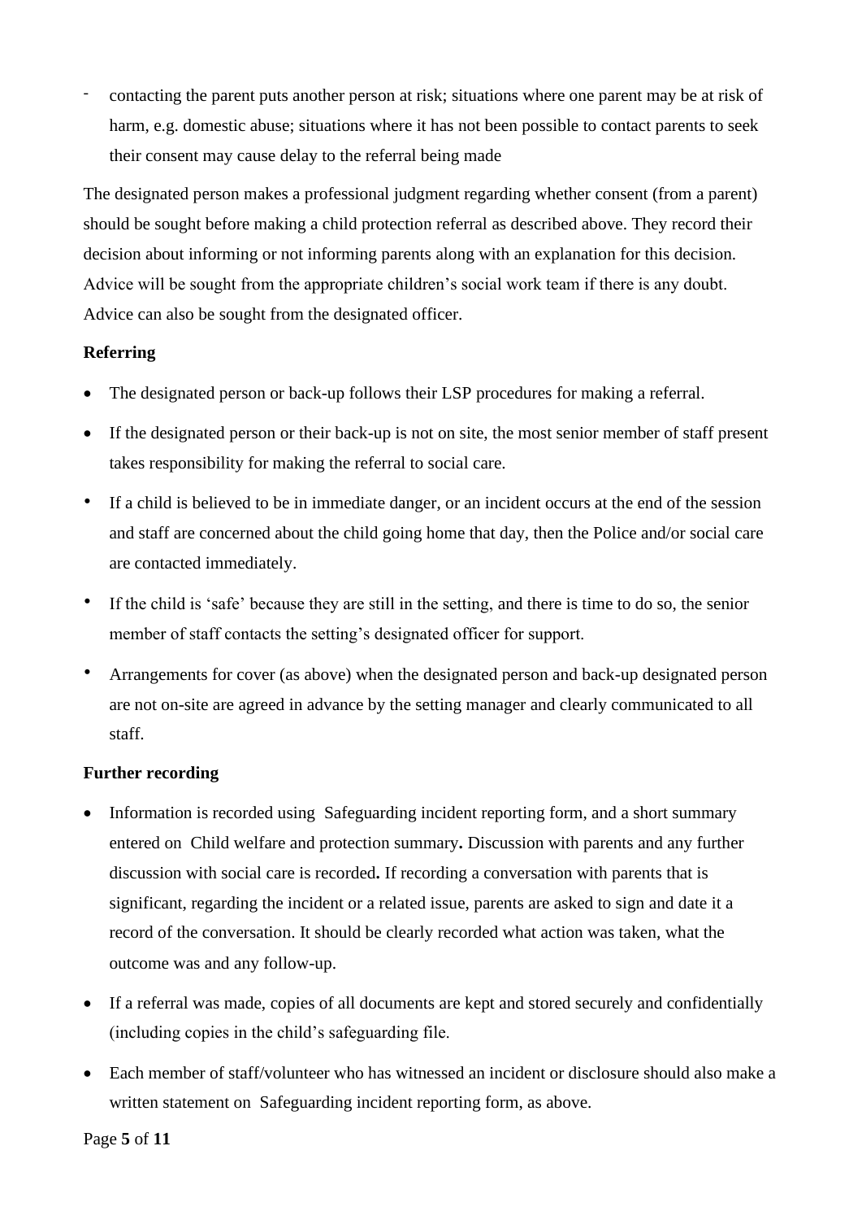- contacting the parent puts another person at risk; situations where one parent may be at risk of harm, e.g. domestic abuse; situations where it has not been possible to contact parents to seek their consent may cause delay to the referral being made

The designated person makes a professional judgment regarding whether consent (from a parent) should be sought before making a child protection referral as described above. They record their decision about informing or not informing parents along with an explanation for this decision. Advice will be sought from the appropriate children's social work team if there is any doubt. Advice can also be sought from the designated officer.

**Referring**

- The designated person or back-up follows their LSP procedures for making a referral.
- If the designated person or their back-up is not on site, the most senior member of staff present takes responsibility for making the referral to social care.
- If a child is believed to be in immediate danger, or an incident occurs at the end of the session and staff are concerned about the child going home that day, then the Police and/or social care are contacted immediately.
- If the child is 'safe' because they are still in the setting, and there is time to do so, the senior member of staff contacts the setting's designated officer for support.
- Arrangements for cover (as above) when the designated person and back-up designated person are not on-site are agreed in advance by the setting manager and clearly communicated to all staff.

**Further recording**

- Information is recorded using Safeguarding incident reporting form, and a short summary entered on Child welfare and protection summary**.** Discussion with parents and any further discussion with social care is recorded**.** If recording a conversation with parents that is significant, regarding the incident or a related issue, parents are asked to sign and date it a record of the conversation. It should be clearly recorded what action was taken, what the outcome was and any follow-up.
- If a referral was made, copies of all documents are kept and stored securely and confidentially (including copies in the child's safeguarding file.
- Each member of staff/volunteer who has witnessed an incident or disclosure should also make a written statement on Safeguarding incident reporting form, as above.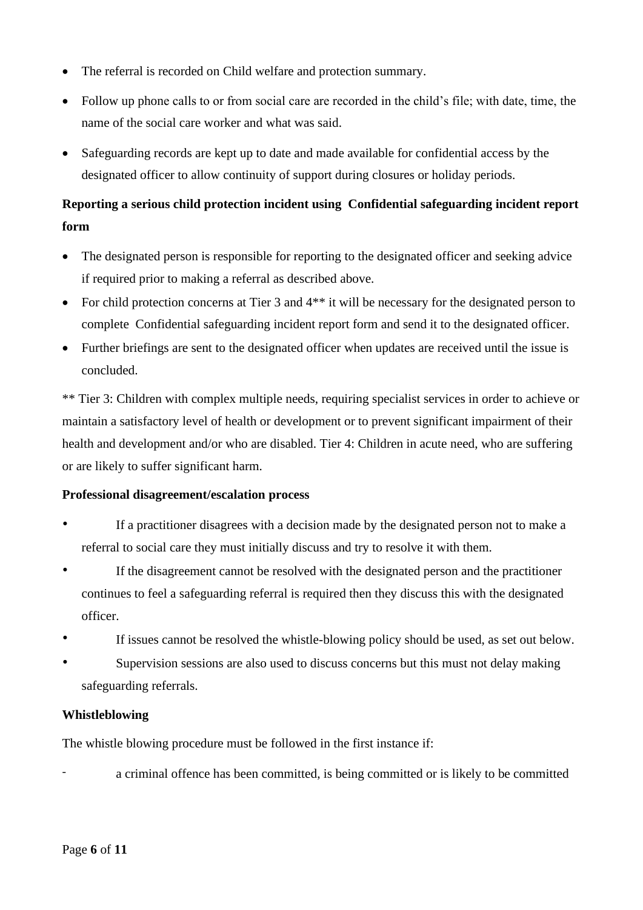- The referral is recorded on Child welfare and protection summary.
- Follow up phone calls to or from social care are recorded in the child's file; with date, time, the name of the social care worker and what was said.
- Safeguarding records are kept up to date and made available for confidential access by the designated officer to allow continuity of support during closures or holiday periods.

**Reporting a serious child protection incident using Confidential safeguarding incident report form**

- The designated person is responsible for reporting to the designated officer and seeking advice if required prior to making a referral as described above.
- For child protection concerns at Tier 3 and 4** it will be necessary for the designated person to complete Confidential safeguarding incident report form and send it to the designated officer.
- Further briefings are sent to the designated officer when updates are received until the issue is concluded.

** Tier 3: Children with complex multiple needs, requiring specialist services in order to achieve or maintain a satisfactory level of health or development or to prevent significant impairment of their health and development and/or who are disabled. Tier 4: Children in acute need, who are suffering or are likely to suffer significant harm.

**Professional disagreement/escalation process**

- If a practitioner disagrees with a decision made by the designated person not to make a referral to social care they must initially discuss and try to resolve it with them.
- If the disagreement cannot be resolved with the designated person and the practitioner continues to feel a safeguarding referral is required then they discuss this with the designated officer.
- If issues cannot be resolved the whistle-blowing policy should be used, as set out below.
- Supervision sessions are also used to discuss concerns but this must not delay making safeguarding referrals.

**Whistleblowing**

The whistle blowing procedure must be followed in the first instance if:

- a criminal offence has been committed, is being committed or is likely to be committed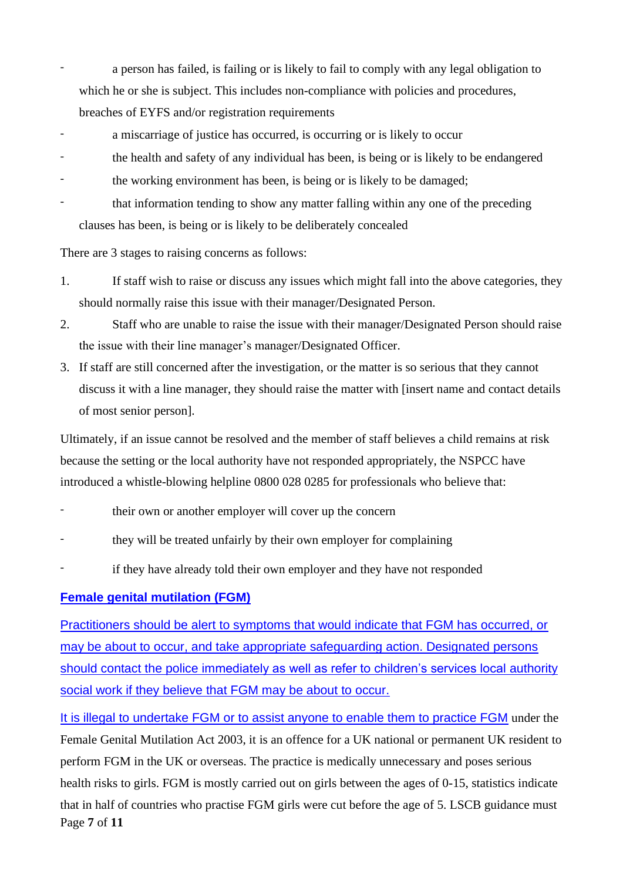- a person has failed, is failing or is likely to fail to comply with any legal obligation to which he or she is subject. This includes non-compliance with policies and procedures, breaches of EYFS and/or registration requirements
- a miscarriage of justice has occurred, is occurring or is likely to occur
- the health and safety of any individual has been, is being or is likely to be endangered
- the working environment has been, is being or is likely to be damaged;
- that information tending to show any matter falling within any one of the preceding clauses has been, is being or is likely to be deliberately concealed

There are 3 stages to raising concerns as follows:

1. If staff wish to raise or discuss any issues which might fall into the above categories, they should normally raise this issue with their manager/Designated Person.
2. Staff who are unable to raise the issue with their manager/Designated Person should raise the issue with their line manager's manager/Designated Officer.
3. If staff are still concerned after the investigation, or the matter is so serious that they cannot discuss it with a line manager, they should raise the matter with [insert name and contact details of most senior person].

Ultimately, if an issue cannot be resolved and the member of staff believes a child remains at risk because the setting or the local authority have not responded appropriately, the NSPCC have introduced a whistle-blowing helpline 0800 028 0285 for professionals who believe that:

- their own or another employer will cover up the concern
- they will be treated unfairly by their own employer for complaining
- if they have already told their own employer and they have not responded

**Female genital mutilation (FGM)**

Practitioners should be alert to symptoms that would indicate that FGM has occurred, or may be about to occur, and take appropriate safeguarding action. Designated persons should contact the police immediately as well as refer to children's services local authority social work if they believe that FGM may be about to occur.

It is illegal to undertake FGM or to assist anyone to enable them to practice FGM under the Female Genital Mutilation Act 2003, it is an offence for a UK national or permanent UK resident to perform FGM in the UK or overseas. The practice is medically unnecessary and poses serious health risks to girls. FGM is mostly carried out on girls between the ages of 0-15, statistics indicate that in half of countries who practise FGM girls were cut before the age of 5. LSCB guidance must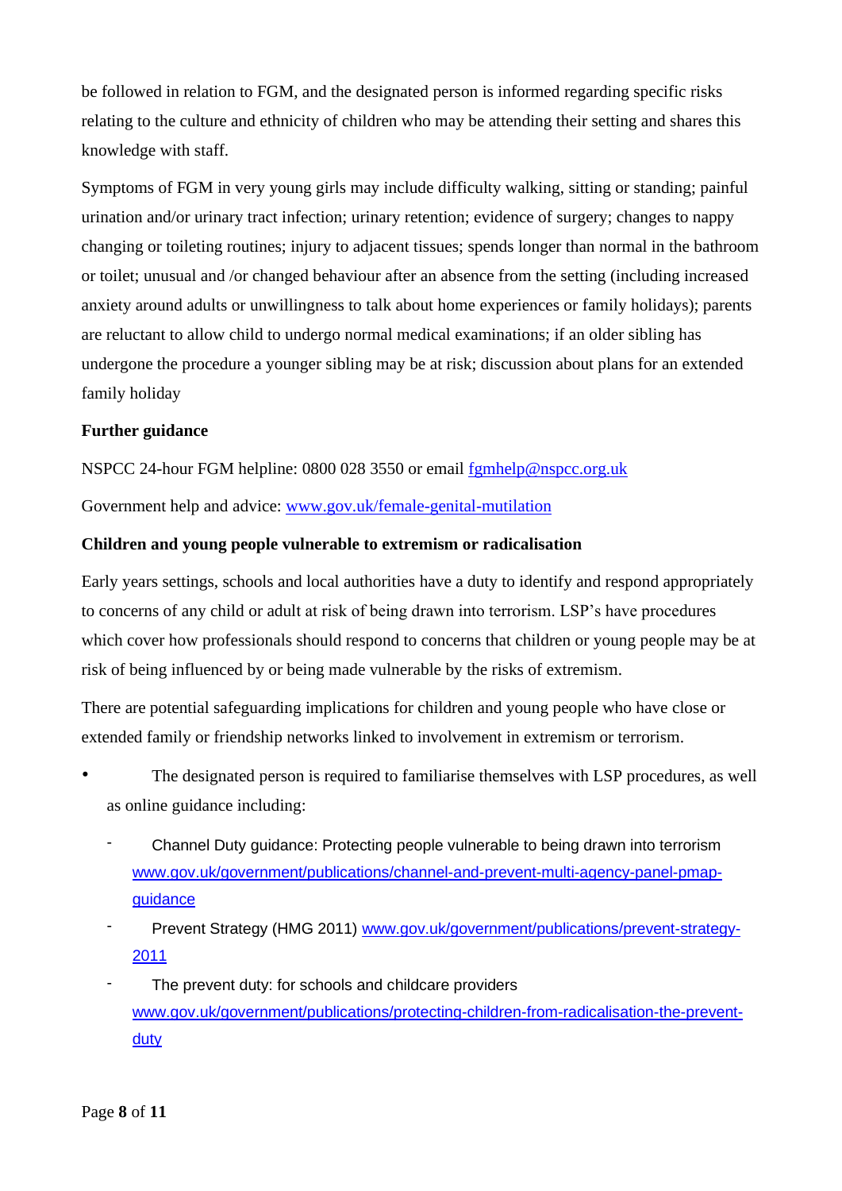be followed in relation to FGM, and the designated person is informed regarding specific risks relating to the culture and ethnicity of children who may be attending their setting and shares this knowledge with staff.

Symptoms of FGM in very young girls may include difficulty walking, sitting or standing; painful urination and/or urinary tract infection; urinary retention; evidence of surgery; changes to nappy changing or toileting routines; injury to adjacent tissues; spends longer than normal in the bathroom or toilet; unusual and /or changed behaviour after an absence from the setting (including increased anxiety around adults or unwillingness to talk about home experiences or family holidays); parents are reluctant to allow child to undergo normal medical examinations; if an older sibling has undergone the procedure a younger sibling may be at risk; discussion about plans for an extended family holiday

**Further guidance**

NSPCC 24-hour FGM helpline: 0800 028 3550 or email [fgmhelp@nspcc.org.uk](mailto:fgmhelp@nspcc.org.uk)

Government help and advice: [www.gov.uk/female-genital-mutilation](http://www.gov.uk/female-genital-mutilation)

**Children and young people vulnerable to extremism or radicalisation**

Early years settings, schools and local authorities have a duty to identify and respond appropriately to concerns of any child or adult at risk of being drawn into terrorism. LSP's have procedures which cover how professionals should respond to concerns that children or young people may be at risk of being influenced by or being made vulnerable by the risks of extremism.

There are potential safeguarding implications for children and young people who have close or extended family or friendship networks linked to involvement in extremism or terrorism.

- The designated person is required to familiarise themselves with LSP procedures, as well as online guidance including:
  - Channel Duty guidance: Protecting people vulnerable to being drawn into terrorism [www.gov.uk/government/publications/channel-and-prevent-multi-agency-panel-pmap-guidance](http://www.gov.uk/government/publications/channel-and-prevent-multi-agency-panel-pmap-guidance)
  - Prevent Strategy (HMG 2011) [www.gov.uk/government/publications/prevent-strategy-2011](http://www.gov.uk/government/publications/prevent-strategy-2011)
  - The prevent duty: for schools and childcare providers [www.gov.uk/government/publications/protecting-children-from-radicalisation-the-prevent-duty](http://www.gov.uk/government/publications/protecting-children-from-radicalisation-the-prevent-duty)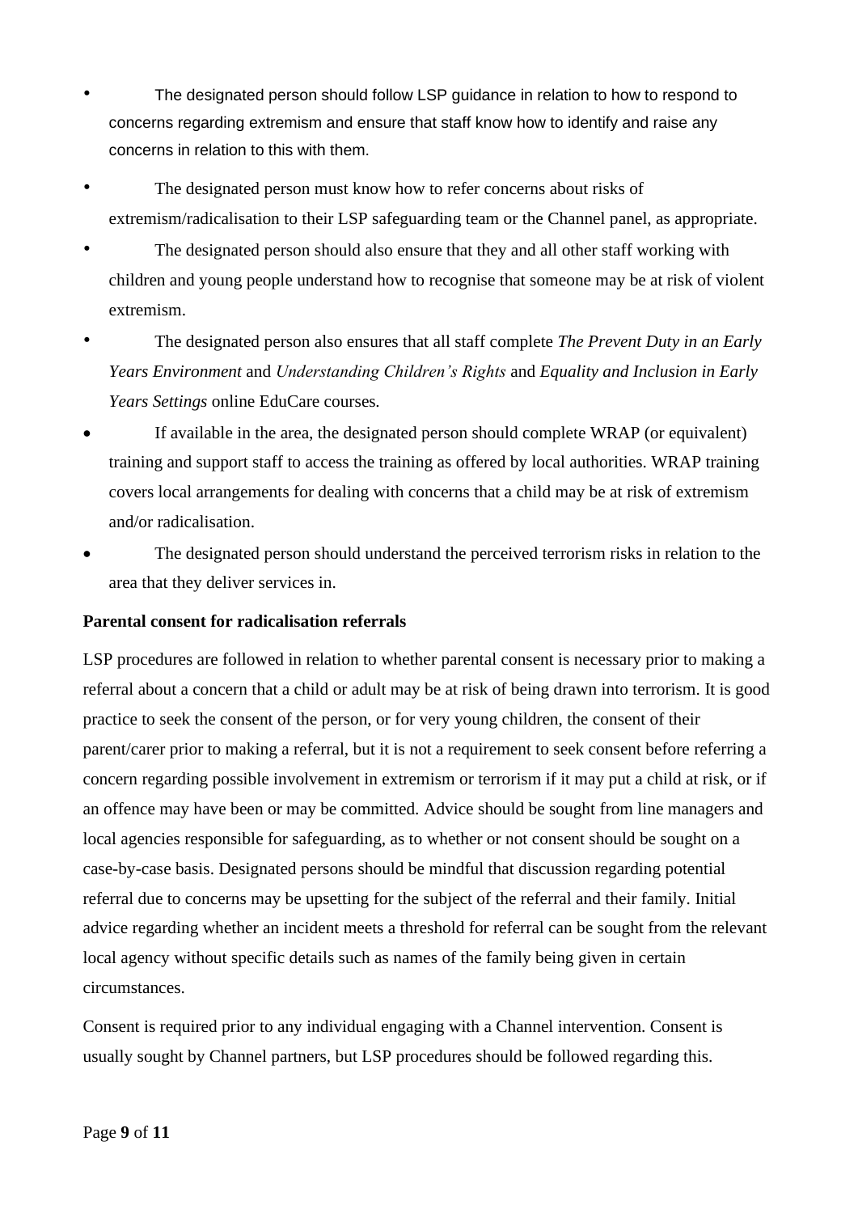- The designated person should follow LSP guidance in relation to how to respond to concerns regarding extremism and ensure that staff know how to identify and raise any concerns in relation to this with them.
- The designated person must know how to refer concerns about risks of extremism/radicalisation to their LSP safeguarding team or the Channel panel, as appropriate.
- The designated person should also ensure that they and all other staff working with children and young people understand how to recognise that someone may be at risk of violent extremism.
- The designated person also ensures that all staff complete *The Prevent Duty in an Early Years Environment* and *Understanding Children's Rights* and *Equality and Inclusion in Early Years Settings* online EduCare courses.
- If available in the area, the designated person should complete WRAP (or equivalent) training and support staff to access the training as offered by local authorities. WRAP training covers local arrangements for dealing with concerns that a child may be at risk of extremism and/or radicalisation.
- The designated person should understand the perceived terrorism risks in relation to the area that they deliver services in.

**Parental consent for radicalisation referrals**

LSP procedures are followed in relation to whether parental consent is necessary prior to making a referral about a concern that a child or adult may be at risk of being drawn into terrorism. It is good practice to seek the consent of the person, or for very young children, the consent of their parent/carer prior to making a referral, but it is not a requirement to seek consent before referring a concern regarding possible involvement in extremism or terrorism if it may put a child at risk, or if an offence may have been or may be committed. Advice should be sought from line managers and local agencies responsible for safeguarding, as to whether or not consent should be sought on a case-by-case basis. Designated persons should be mindful that discussion regarding potential referral due to concerns may be upsetting for the subject of the referral and their family. Initial advice regarding whether an incident meets a threshold for referral can be sought from the relevant local agency without specific details such as names of the family being given in certain circumstances.

Consent is required prior to any individual engaging with a Channel intervention. Consent is usually sought by Channel partners, but LSP procedures should be followed regarding this.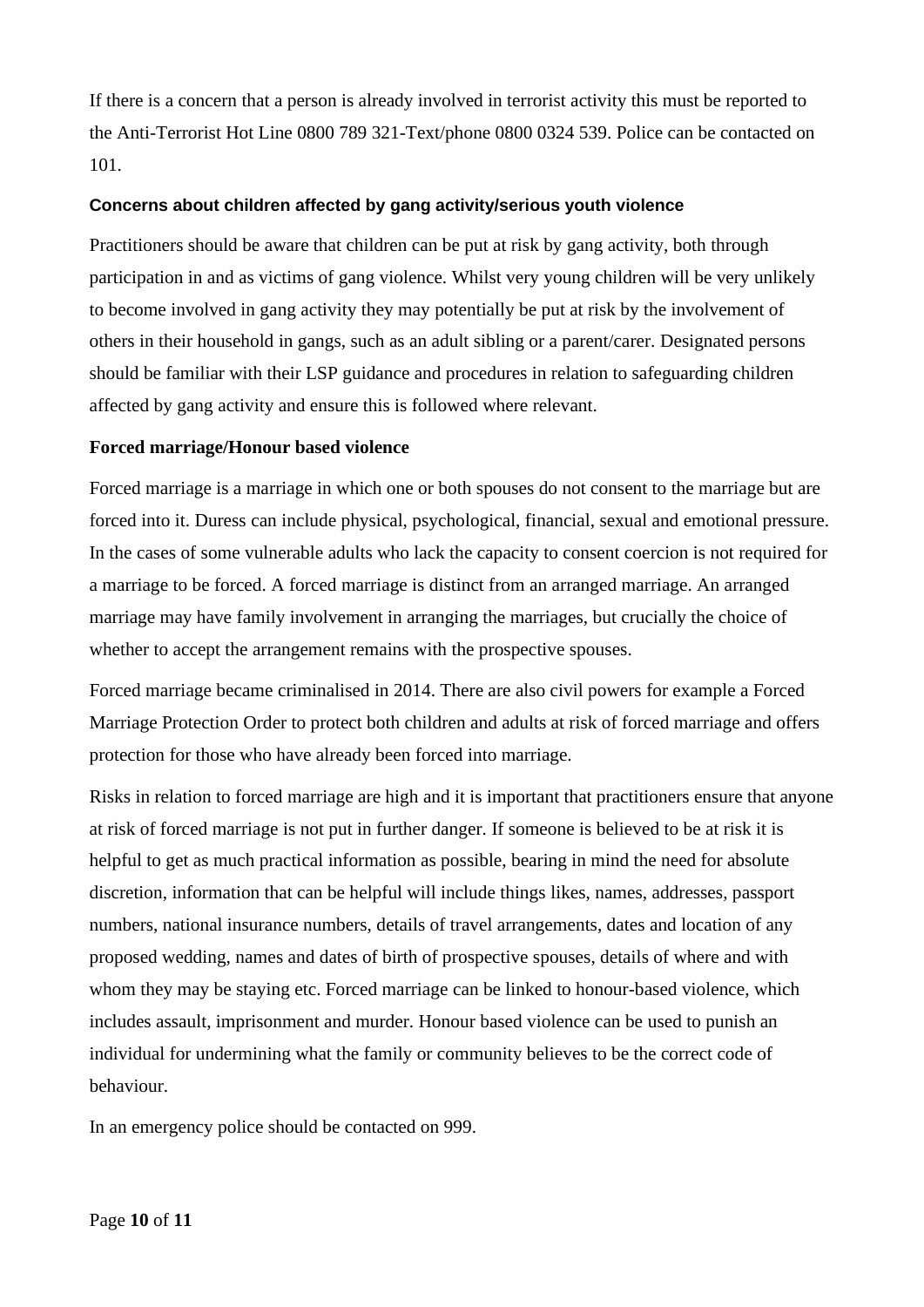If there is a concern that a person is already involved in terrorist activity this must be reported to the Anti-Terrorist Hot Line 0800 789 321-Text/phone 0800 0324 539. Police can be contacted on 101.

### Concerns about children affected by gang activity/serious youth violence

Practitioners should be aware that children can be put at risk by gang activity, both through participation in and as victims of gang violence. Whilst very young children will be very unlikely to become involved in gang activity they may potentially be put at risk by the involvement of others in their household in gangs, such as an adult sibling or a parent/carer. Designated persons should be familiar with their LSP guidance and procedures in relation to safeguarding children affected by gang activity and ensure this is followed where relevant.

### Forced marriage/Honour based violence

Forced marriage is a marriage in which one or both spouses do not consent to the marriage but are forced into it. Duress can include physical, psychological, financial, sexual and emotional pressure. In the cases of some vulnerable adults who lack the capacity to consent coercion is not required for a marriage to be forced. A forced marriage is distinct from an arranged marriage. An arranged marriage may have family involvement in arranging the marriages, but crucially the choice of whether to accept the arrangement remains with the prospective spouses.

Forced marriage became criminalised in 2014. There are also civil powers for example a Forced Marriage Protection Order to protect both children and adults at risk of forced marriage and offers protection for those who have already been forced into marriage.

Risks in relation to forced marriage are high and it is important that practitioners ensure that anyone at risk of forced marriage is not put in further danger. If someone is believed to be at risk it is helpful to get as much practical information as possible, bearing in mind the need for absolute discretion, information that can be helpful will include things likes, names, addresses, passport numbers, national insurance numbers, details of travel arrangements, dates and location of any proposed wedding, names and dates of birth of prospective spouses, details of where and with whom they may be staying etc. Forced marriage can be linked to honour-based violence, which includes assault, imprisonment and murder. Honour based violence can be used to punish an individual for undermining what the family or community believes to be the correct code of behaviour.

In an emergency police should be contacted on 999.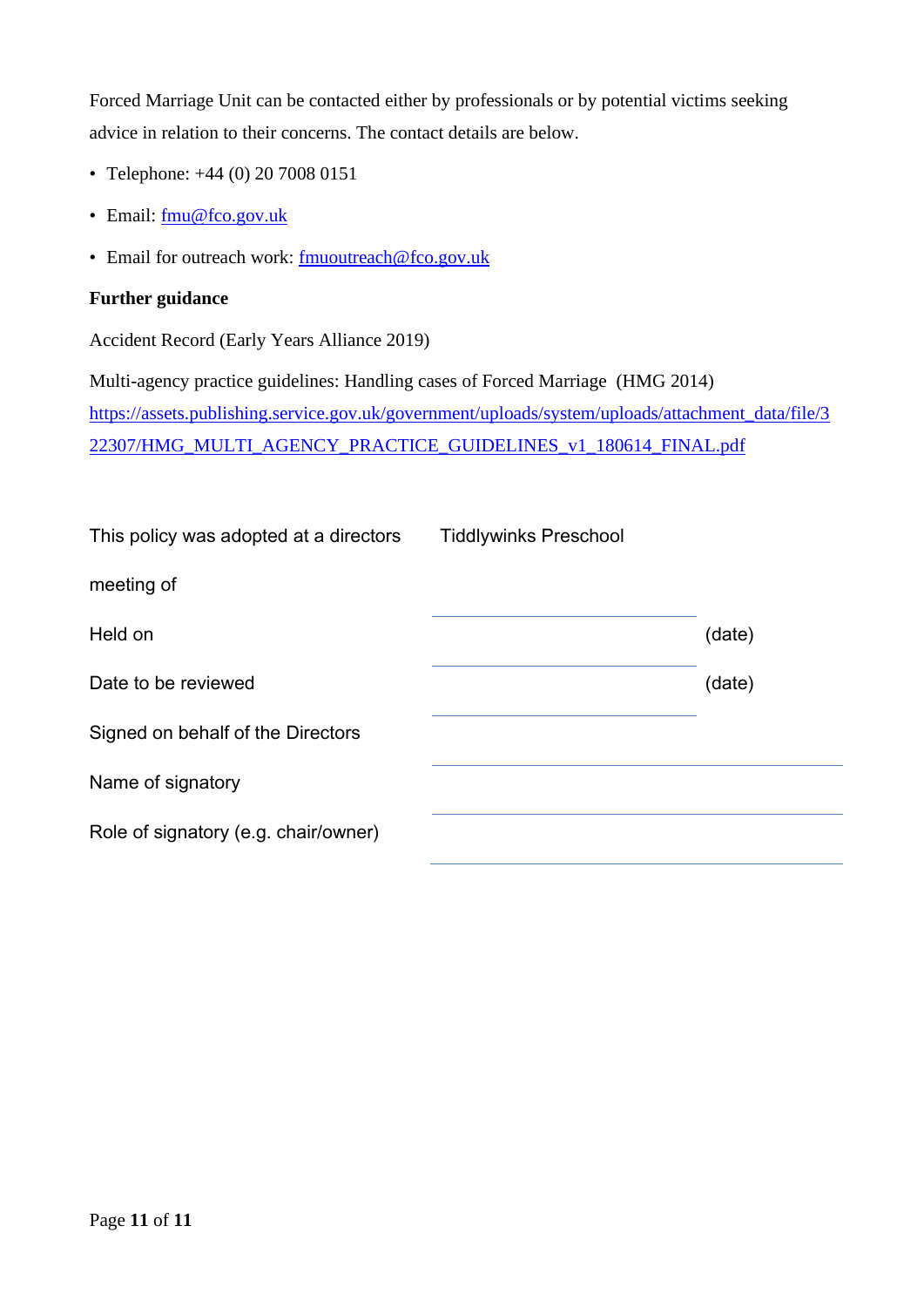Forced Marriage Unit can be contacted either by professionals or by potential victims seeking advice in relation to their concerns. The contact details are below.

- Telephone: +44 (0) 20 7008 0151
- Email: fmu@fco.gov.uk
- Email for outreach work: fmuoutreach@fco.gov.uk

**Further guidance**

Accident Record (Early Years Alliance 2019)

Multi-agency practice guidelines: Handling cases of Forced Marriage (HMG 2014) https://assets.publishing.service.gov.uk/government/uploads/system/uploads/attachment_data/file/322307/HMG_MULTI_AGENCY_PRACTICE_GUIDELINES_v1_180614_FINAL.pdf

| | | |
|---|---|---|
| This policy was adopted at a directors meeting of | Tiddlywinks Preschool | |
| Held on | | (date) |
| Date to be reviewed | | (date) |
| Signed on behalf of the Directors | | |
| Name of signatory | | |
| Role of signatory (e.g. chair/owner) | | |